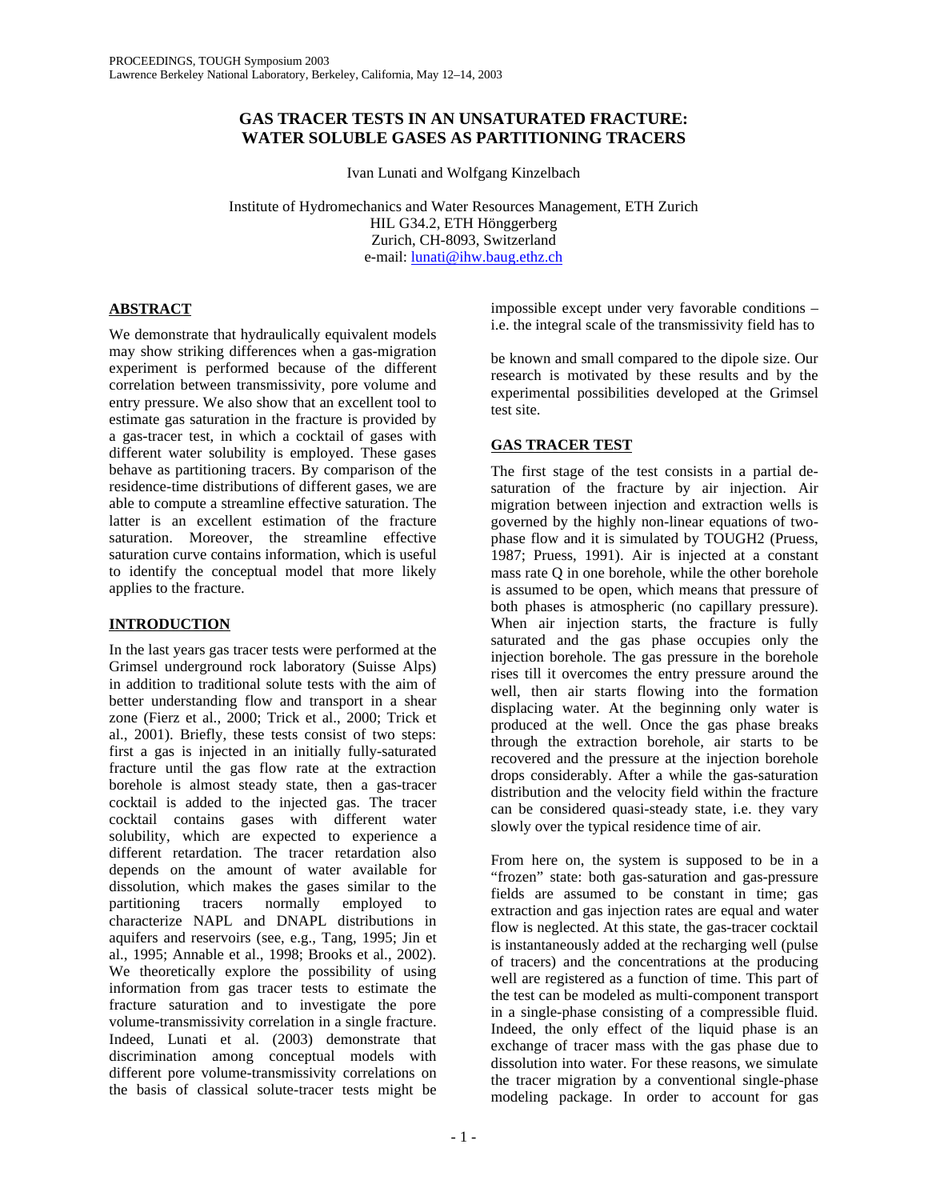# GAS TRACER TESTS IN AN UNSATURATED FRACTURE: WATER SOLUBLE GASES AS PARTITIONING TRACERS

Ivan Lunati and Wolfgang Kinzelbach

Institute of Hydromechanics and Water Resources Management, ETH Zurich
HIL G34.2, ETH Hönggerberg
Zurich, CH-8093, Switzerland
e-mail: lunati@ihw.baug.ethz.ch

## ABSTRACT

We demonstrate that hydraulically equivalent models may show striking differences when a gas-migration experiment is performed because of the different correlation between transmissivity, pore volume and entry pressure. We also show that an excellent tool to estimate gas saturation in the fracture is provided by a gas-tracer test, in which a cocktail of gases with different water solubility is employed. These gases behave as partitioning tracers. By comparison of the residence-time distributions of different gases, we are able to compute a streamline effective saturation. The latter is an excellent estimation of the fracture saturation. Moreover, the streamline effective saturation curve contains information, which is useful to identify the conceptual model that more likely applies to the fracture.

## INTRODUCTION

In the last years gas tracer tests were performed at the Grimsel underground rock laboratory (Suisse Alps) in addition to traditional solute tests with the aim of better understanding flow and transport in a shear zone (Fierz et al., 2000; Trick et al., 2000; Trick et al., 2001). Briefly, these tests consist of two steps: first a gas is injected in an initially fully-saturated fracture until the gas flow rate at the extraction borehole is almost steady state, then a gas-tracer cocktail is added to the injected gas. The tracer cocktail contains gases with different water solubility, which are expected to experience a different retardation. The tracer retardation also depends on the amount of water available for dissolution, which makes the gases similar to the partitioning tracers normally employed to characterize NAPL and DNAPL distributions in aquifers and reservoirs (see, e.g., Tang, 1995; Jin et al., 1995; Annable et al., 1998; Brooks et al., 2002). We theoretically explore the possibility of using information from gas tracer tests to estimate the fracture saturation and to investigate the pore volume-transmissivity correlation in a single fracture. Indeed, Lunati et al. (2003) demonstrate that discrimination among conceptual models with different pore volume-transmissivity correlations on the basis of classical solute-tracer tests might be impossible except under very favorable conditions – i.e. the integral scale of the transmissivity field has to be known and small compared to the dipole size. Our research is motivated by these results and by the experimental possibilities developed at the Grimsel test site.

## GAS TRACER TEST

The first stage of the test consists in a partial de-saturation of the fracture by air injection. Air migration between injection and extraction wells is governed by the highly non-linear equations of two-phase flow and it is simulated by TOUGH2 (Pruess, 1987; Pruess, 1991). Air is injected at a constant mass rate Q in one borehole, while the other borehole is assumed to be open, which means that pressure of both phases is atmospheric (no capillary pressure). When air injection starts, the fracture is fully saturated and the gas phase occupies only the injection borehole. The gas pressure in the borehole rises till it overcomes the entry pressure around the well, then air starts flowing into the formation displacing water. At the beginning only water is produced at the well. Once the gas phase breaks through the extraction borehole, air starts to be recovered and the pressure at the injection borehole drops considerably. After a while the gas-saturation distribution and the velocity field within the fracture can be considered quasi-steady state, i.e. they vary slowly over the typical residence time of air.

From here on, the system is supposed to be in a "frozen" state: both gas-saturation and gas-pressure fields are assumed to be constant in time; gas extraction and gas injection rates are equal and water flow is neglected. At this state, the gas-tracer cocktail is instantaneously added at the recharging well (pulse of tracers) and the concentrations at the producing well are registered as a function of time. This part of the test can be modeled as multi-component transport in a single-phase consisting of a compressible fluid. Indeed, the only effect of the liquid phase is an exchange of tracer mass with the gas phase due to dissolution into water. For these reasons, we simulate the tracer migration by a conventional single-phase modeling package. In order to account for gas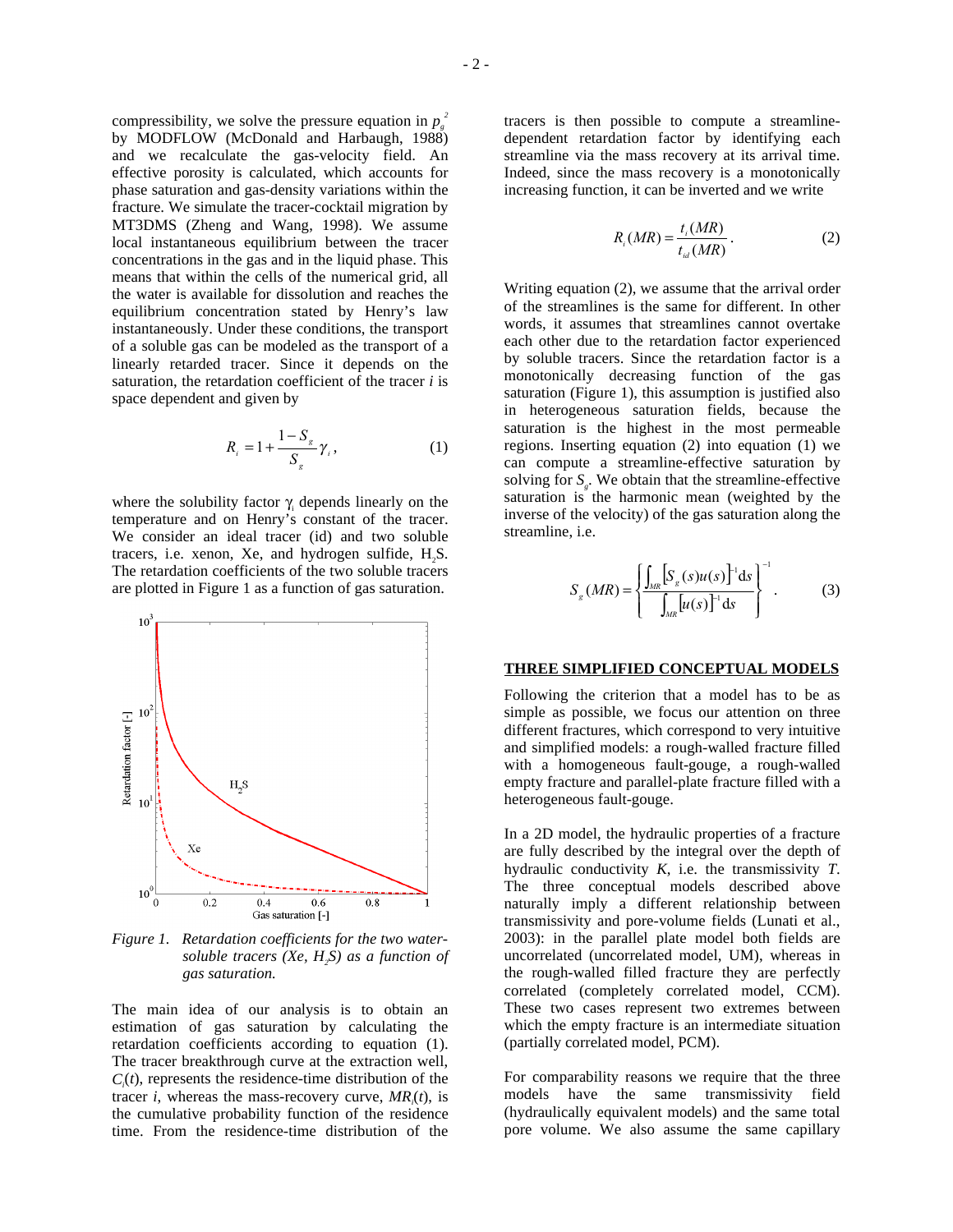compressibility, we solve the pressure equation in $p_g^2$ by MODFLOW (McDonald and Harbaugh, 1988) and we recalculate the gas-velocity field. An effective porosity is calculated, which accounts for phase saturation and gas-density variations within the fracture. We simulate the tracer-cocktail migration by MT3DMS (Zheng and Wang, 1998). We assume local instantaneous equilibrium between the tracer concentrations in the gas and in the liquid phase. This means that within the cells of the numerical grid, all the water is available for dissolution and reaches the equilibrium concentration stated by Henry's law instantaneously. Under these conditions, the transport of a soluble gas can be modeled as the transport of a linearly retarded tracer. Since it depends on the saturation, the retardation coefficient of the tracer $i$ is space dependent and given by

$$R_i = 1 + \frac{1 - S_g}{S_g}\gamma_i, \qquad (1)$$

where the solubility factor $\gamma_i$ depends linearly on the temperature and on Henry's constant of the tracer. We consider an ideal tracer (id) and two soluble tracers, i.e. xenon, Xe, and hydrogen sulfide, $H_2S$. The retardation coefficients of the two soluble tracers are plotted in Figure 1 as a function of gas saturation.

*Figure 1. Retardation coefficients for the two water-soluble tracers (Xe, $H_2S$) as a function of gas saturation.*

The main idea of our analysis is to obtain an estimation of gas saturation by calculating the retardation coefficients according to equation (1). The tracer breakthrough curve at the extraction well, $C_i(t)$, represents the residence-time distribution of the tracer $i$, whereas the mass-recovery curve, $MR_i(t)$, is the cumulative probability function of the residence time. From the residence-time distribution of the tracers is then possible to compute a streamline-dependent retardation factor by identifying each streamline via the mass recovery at its arrival time. Indeed, since the mass recovery is a monotonically increasing function, it can be inverted and we write

$$R_i(MR) = \frac{t_i(MR)}{t_{id}(MR)}. \qquad (2)$$

Writing equation (2), we assume that the arrival order of the streamlines is the same for different. In other words, it assumes that streamlines cannot overtake each other due to the retardation factor experienced by soluble tracers. Since the retardation factor is a monotonically decreasing function of the gas saturation (Figure 1), this assumption is justified also in heterogeneous saturation fields, because the saturation is the highest in the most permeable regions. Inserting equation (2) into equation (1) we can compute a streamline-effective saturation by solving for $S_g$. We obtain that the streamline-effective saturation is the harmonic mean (weighted by the inverse of the velocity) of the gas saturation along the streamline, i.e.

$$S_g(MR) = \left\{ \frac{\int_{MR} \left[S_g(s)u(s)\right]^{-1} \mathrm{d}s}{\int_{MR} \left[u(s)\right]^{-1} \mathrm{d}s} \right\}^{-1}. \qquad (3)$$

## THREE SIMPLIFIED CONCEPTUAL MODELS

Following the criterion that a model has to be as simple as possible, we focus our attention on three different fractures, which correspond to very intuitive and simplified models: a rough-walled fracture filled with a homogeneous fault-gouge, a rough-walled empty fracture and parallel-plate fracture filled with a heterogeneous fault-gouge.

In a 2D model, the hydraulic properties of a fracture are fully described by the integral over the depth of hydraulic conductivity $K$, i.e. the transmissivity $T$. The three conceptual models described above naturally imply a different relationship between transmissivity and pore-volume fields (Lunati et al., 2003): in the parallel plate model both fields are uncorrelated (uncorrelated model, UM), whereas in the rough-walled filled fracture they are perfectly correlated (completely correlated model, CCM). These two cases represent two extremes between which the empty fracture is an intermediate situation (partially correlated model, PCM).

For comparability reasons we require that the three models have the same transmissivity field (hydraulically equivalent models) and the same total pore volume. We also assume the same capillary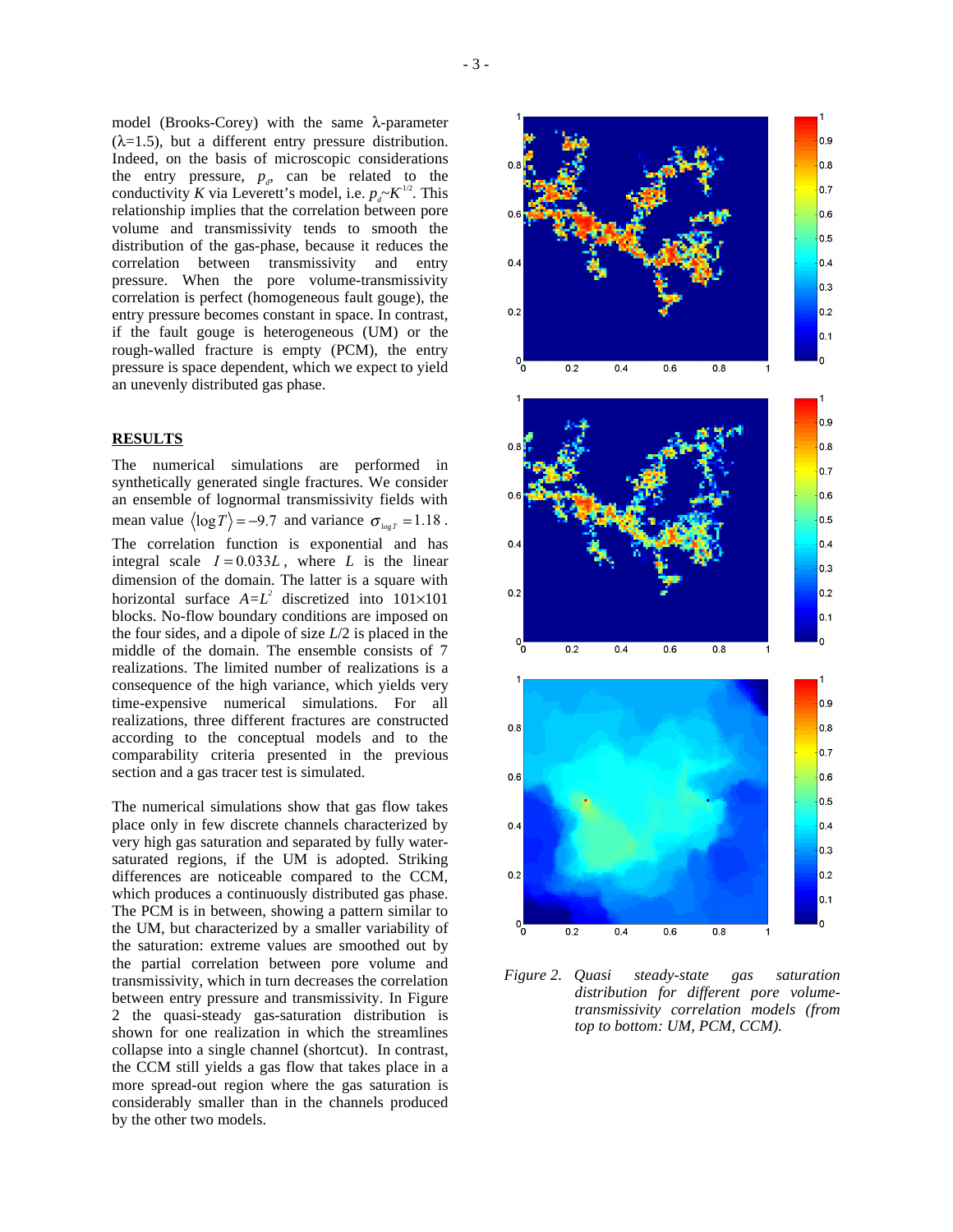model (Brooks-Corey) with the same λ-parameter (λ=1.5), but a different entry pressure distribution. Indeed, on the basis of microscopic considerations the entry pressure, $p_d$, can be related to the conductivity $K$ via Leverett's model, i.e. $p_d \sim K^{1/2}$. This relationship implies that the correlation between pore volume and transmissivity tends to smooth the distribution of the gas-phase, because it reduces the correlation between transmissivity and entry pressure. When the pore volume-transmissivity correlation is perfect (homogeneous fault gouge), the entry pressure becomes constant in space. In contrast, if the fault gouge is heterogeneous (UM) or the rough-walled fracture is empty (PCM), the entry pressure is space dependent, which we expect to yield an unevenly distributed gas phase.

## RESULTS

The numerical simulations are performed in synthetically generated single fractures. We consider an ensemble of lognormal transmissivity fields with mean value $\langle \log T \rangle = -9.7$ and variance $\sigma_{\log T} = 1.18$. The correlation function is exponential and has integral scale $I = 0.033L$, where $L$ is the linear dimension of the domain. The latter is a square with horizontal surface $A=L^2$ discretized into 101×101 blocks. No-flow boundary conditions are imposed on the four sides, and a dipole of size $L/2$ is placed in the middle of the domain. The ensemble consists of 7 realizations. The limited number of realizations is a consequence of the high variance, which yields very time-expensive numerical simulations. For all realizations, three different fractures are constructed according to the conceptual models and to the comparability criteria presented in the previous section and a gas tracer test is simulated.

The numerical simulations show that gas flow takes place only in few discrete channels characterized by very high gas saturation and separated by fully water-saturated regions, if the UM is adopted. Striking differences are noticeable compared to the CCM, which produces a continuously distributed gas phase. The PCM is in between, showing a pattern similar to the UM, but characterized by a smaller variability of the saturation: extreme values are smoothed out by the partial correlation between pore volume and transmissivity, which in turn decreases the correlation between entry pressure and transmissivity. In Figure 2 the quasi-steady gas-saturation distribution is shown for one realization in which the streamlines collapse into a single channel (shortcut). In contrast, the CCM still yields a gas flow that takes place in a more spread-out region where the gas saturation is considerably smaller than in the channels produced by the other two models.

*Figure 2. Quasi steady-state gas saturation distribution for different pore volume-transmissivity correlation models (from top to bottom: UM, PCM, CCM).*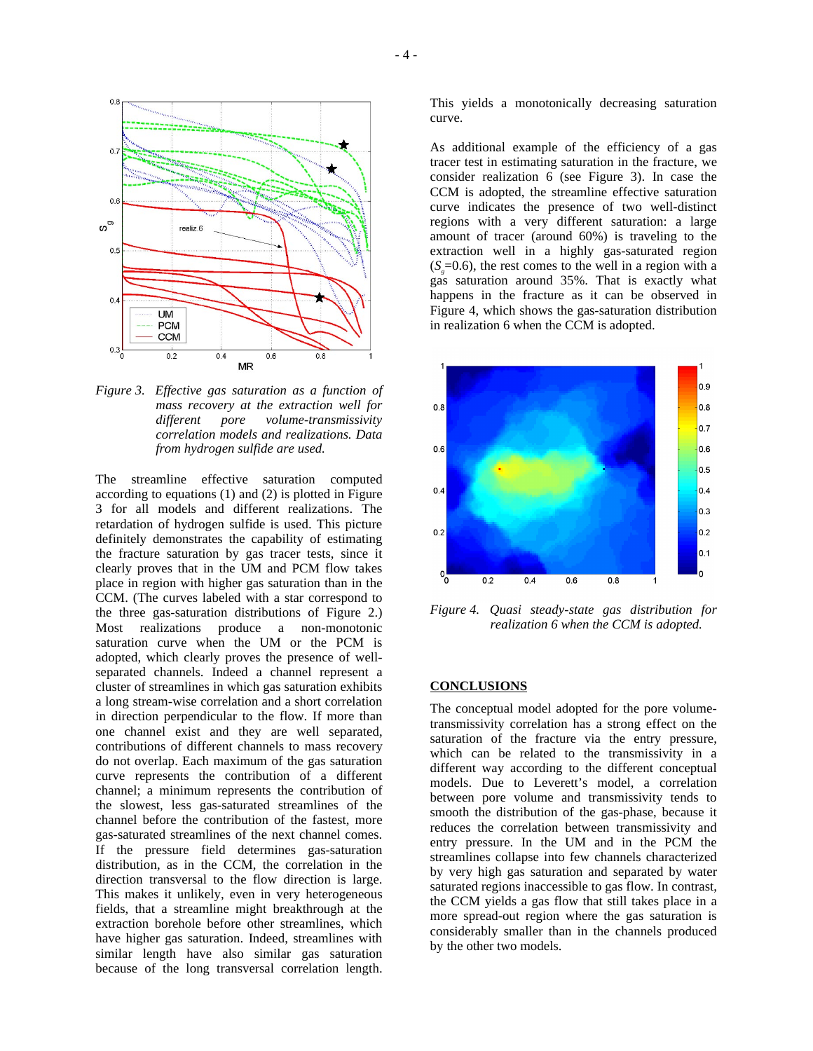*Figure 3. Effective gas saturation as a function of mass recovery at the extraction well for different pore volume-transmissivity correlation models and realizations. Data from hydrogen sulfide are used.*

The streamline effective saturation computed according to equations (1) and (2) is plotted in Figure 3 for all models and different realizations. The retardation of hydrogen sulfide is used. This picture definitely demonstrates the capability of estimating the fracture saturation by gas tracer tests, since it clearly proves that in the UM and PCM flow takes place in region with higher gas saturation than in the CCM. (The curves labeled with a star correspond to the three gas-saturation distributions of Figure 2.) Most realizations produce a non-monotonic saturation curve when the UM or the PCM is adopted, which clearly proves the presence of well-separated channels. Indeed a channel represent a cluster of streamlines in which gas saturation exhibits a long stream-wise correlation and a short correlation in direction perpendicular to the flow. If more than one channel exist and they are well separated, contributions of different channels to mass recovery do not overlap. Each maximum of the gas saturation curve represents the contribution of a different channel; a minimum represents the contribution of the slowest, less gas-saturated streamlines of the channel before the contribution of the fastest, more gas-saturated streamlines of the next channel comes. If the pressure field determines gas-saturation distribution, as in the CCM, the correlation in the direction transversal to the flow direction is large. This makes it unlikely, even in very heterogeneous fields, that a streamline might breakthrough at the extraction borehole before other streamlines, which have higher gas saturation. Indeed, streamlines with similar length have also similar gas saturation because of the long transversal correlation length. This yields a monotonically decreasing saturation curve.

As additional example of the efficiency of a gas tracer test in estimating saturation in the fracture, we consider realization 6 (see Figure 3). In case the CCM is adopted, the streamline effective saturation curve indicates the presence of two well-distinct regions with a very different saturation: a large amount of tracer (around 60%) is traveling to the extraction well in a highly gas-saturated region ($S_g$=0.6), the rest comes to the well in a region with a gas saturation around 35%. That is exactly what happens in the fracture as it can be observed in Figure 4, which shows the gas-saturation distribution in realization 6 when the CCM is adopted.

*Figure 4. Quasi steady-state gas distribution for realization 6 when the CCM is adopted.*

## CONCLUSIONS

The conceptual model adopted for the pore volume-transmissivity correlation has a strong effect on the saturation of the fracture via the entry pressure, which can be related to the transmissivity in a different way according to the different conceptual models. Due to Leverett's model, a correlation between pore volume and transmissivity tends to smooth the distribution of the gas-phase, because it reduces the correlation between transmissivity and entry pressure. In the UM and in the PCM the streamlines collapse into few channels characterized by very high gas saturation and separated by water saturated regions inaccessible to gas flow. In contrast, the CCM yields a gas flow that still takes place in a more spread-out region where the gas saturation is considerably smaller than in the channels produced by the other two models.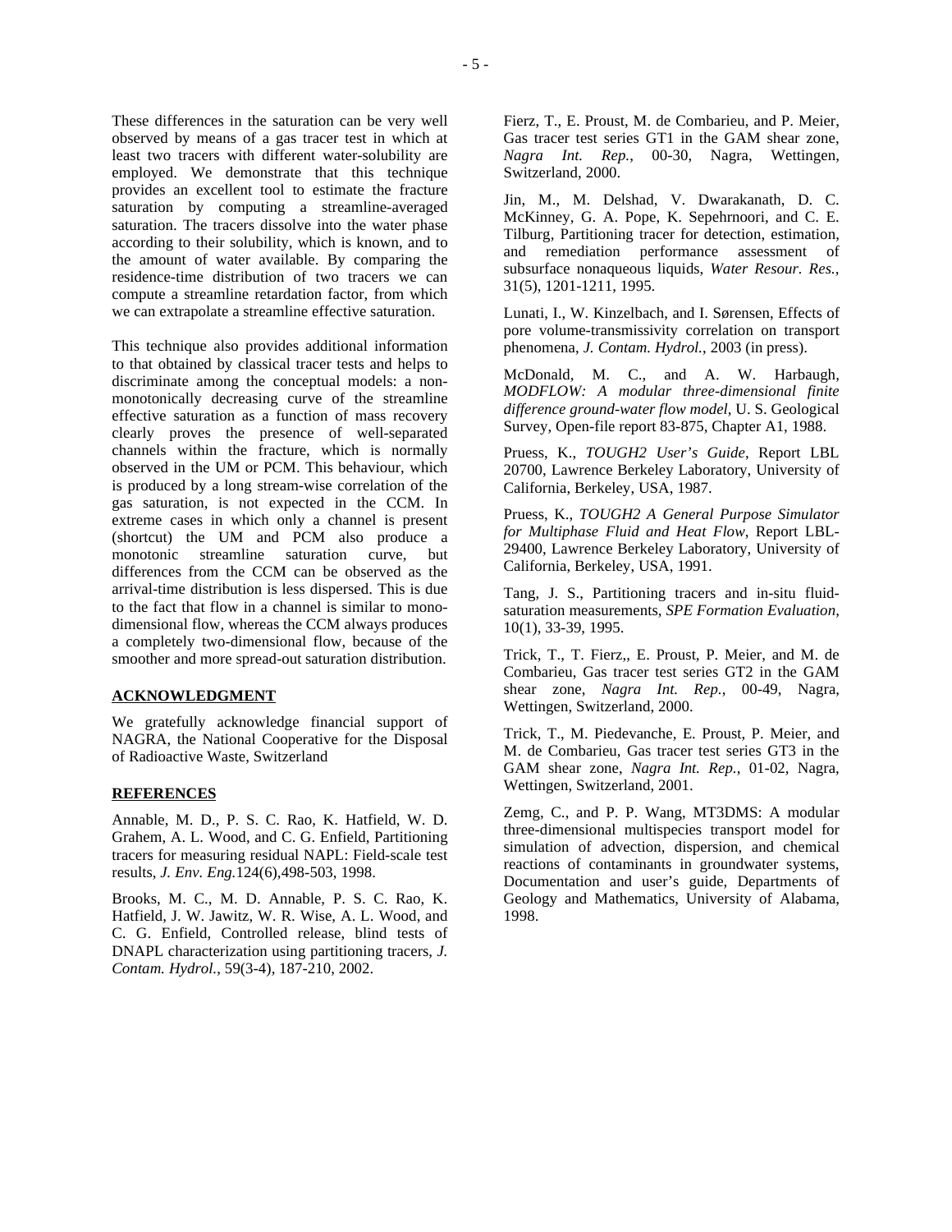These differences in the saturation can be very well observed by means of a gas tracer test in which at least two tracers with different water-solubility are employed. We demonstrate that this technique provides an excellent tool to estimate the fracture saturation by computing a streamline-averaged saturation. The tracers dissolve into the water phase according to their solubility, which is known, and to the amount of water available. By comparing the residence-time distribution of two tracers we can compute a streamline retardation factor, from which we can extrapolate a streamline effective saturation.

This technique also provides additional information to that obtained by classical tracer tests and helps to discriminate among the conceptual models: a non-monotonically decreasing curve of the streamline effective saturation as a function of mass recovery clearly proves the presence of well-separated channels within the fracture, which is normally observed in the UM or PCM. This behaviour, which is produced by a long stream-wise correlation of the gas saturation, is not expected in the CCM. In extreme cases in which only a channel is present (shortcut) the UM and PCM also produce a monotonic streamline saturation curve, but differences from the CCM can be observed as the arrival-time distribution is less dispersed. This is due to the fact that flow in a channel is similar to mono-dimensional flow, whereas the CCM always produces a completely two-dimensional flow, because of the smoother and more spread-out saturation distribution.

## ACKNOWLEDGMENT

We gratefully acknowledge financial support of NAGRA, the National Cooperative for the Disposal of Radioactive Waste, Switzerland

## REFERENCES

Annable, M. D., P. S. C. Rao, K. Hatfield, W. D. Grahem, A. L. Wood, and C. G. Enfield, Partitioning tracers for measuring residual NAPL: Field-scale test results, *J. Env. Eng.*124(6),498-503, 1998.

Brooks, M. C., M. D. Annable, P. S. C. Rao, K. Hatfield, J. W. Jawitz, W. R. Wise, A. L. Wood, and C. G. Enfield, Controlled release, blind tests of DNAPL characterization using partitioning tracers, *J. Contam. Hydrol.*, 59(3-4), 187-210, 2002.

Fierz, T., E. Proust, M. de Combarieu, and P. Meier, Gas tracer test series GT1 in the GAM shear zone, *Nagra Int. Rep.*, 00-30, Nagra, Wettingen, Switzerland, 2000.

Jin, M., M. Delshad, V. Dwarakanath, D. C. McKinney, G. A. Pope, K. Sepehrnoori, and C. E. Tilburg, Partitioning tracer for detection, estimation, and remediation performance assessment of subsurface nonaqueous liquids, *Water Resour. Res.*, 31(5), 1201-1211, 1995.

Lunati, I., W. Kinzelbach, and I. Sørensen, Effects of pore volume-transmissivity correlation on transport phenomena, *J. Contam. Hydrol.*, 2003 (in press).

McDonald, M. C., and A. W. Harbaugh, *MODFLOW: A modular three-dimensional finite difference ground-water flow model*, U. S. Geological Survey, Open-file report 83-875, Chapter A1, 1988.

Pruess, K., *TOUGH2 User's Guide*, Report LBL 20700, Lawrence Berkeley Laboratory, University of California, Berkeley, USA, 1987.

Pruess, K., *TOUGH2 A General Purpose Simulator for Multiphase Fluid and Heat Flow*, Report LBL-29400, Lawrence Berkeley Laboratory, University of California, Berkeley, USA, 1991.

Tang, J. S., Partitioning tracers and in-situ fluid-saturation measurements, *SPE Formation Evaluation*, 10(1), 33-39, 1995.

Trick, T., T. Fierz,, E. Proust, P. Meier, and M. de Combarieu, Gas tracer test series GT2 in the GAM shear zone, *Nagra Int. Rep.*, 00-49, Nagra, Wettingen, Switzerland, 2000.

Trick, T., M. Piedevanche, E. Proust, P. Meier, and M. de Combarieu, Gas tracer test series GT3 in the GAM shear zone, *Nagra Int. Rep.*, 01-02, Nagra, Wettingen, Switzerland, 2001.

Zemg, C., and P. P. Wang, MT3DMS: A modular three-dimensional multispecies transport model for simulation of advection, dispersion, and chemical reactions of contaminants in groundwater systems, Documentation and user's guide, Departments of Geology and Mathematics, University of Alabama, 1998.